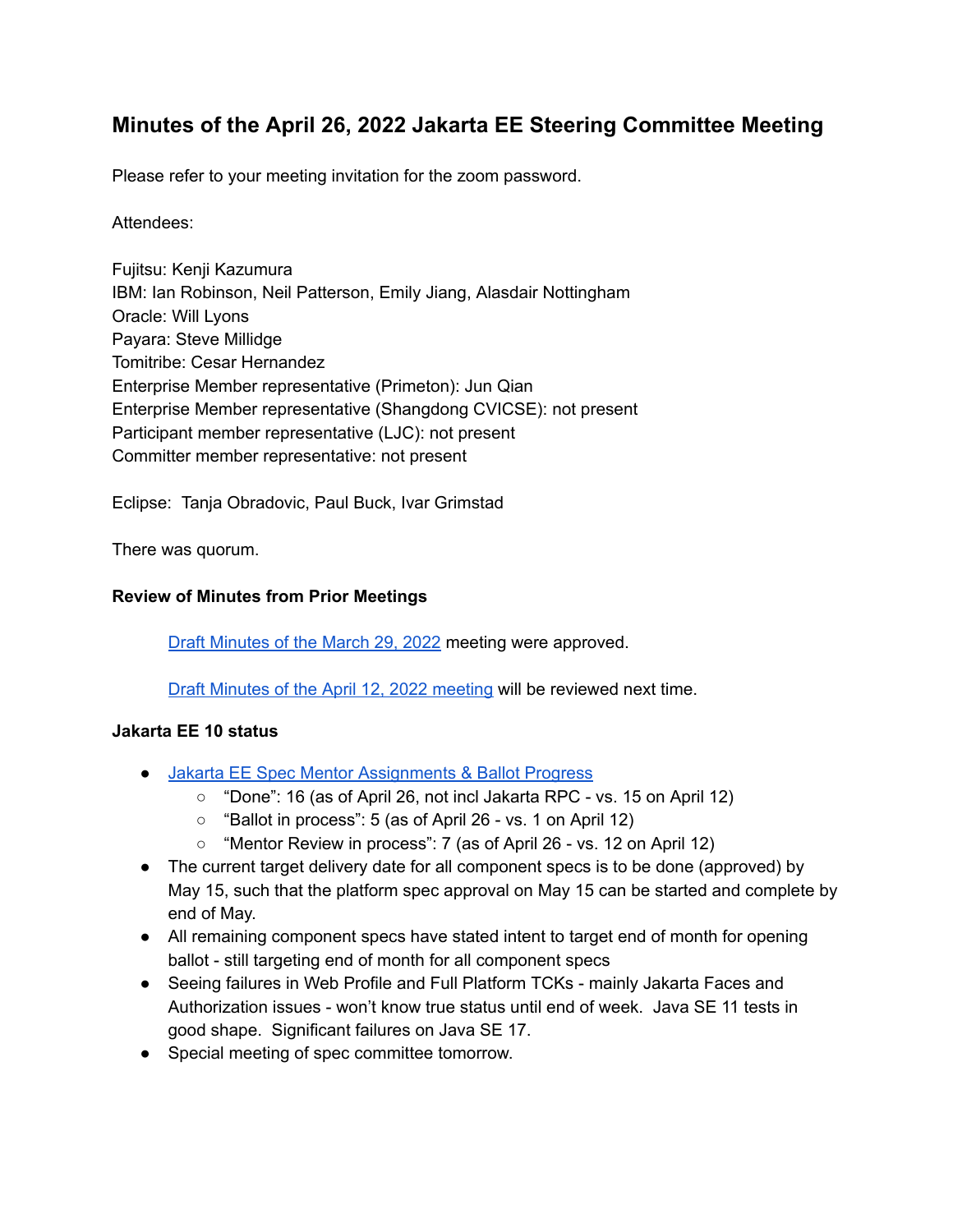# Minutes of the April 26, 2022 Jakarta EE Steering Committee Meeting

Please refer to your meeting invitation for the zoom password.

Attendees:

Fujitsu: Kenji Kazumura
IBM: Ian Robinson, Neil Patterson, Emily Jiang, Alasdair Nottingham
Oracle: Will Lyons
Payara: Steve Millidge
Tomitribe: Cesar Hernandez
Enterprise Member representative (Primeton): Jun Qian
Enterprise Member representative (Shangdong CVICSE): not present
Participant member representative (LJC): not present
Committer member representative: not present

Eclipse: Tanja Obradovic, Paul Buck, Ivar Grimstad

There was quorum.

### Review of Minutes from Prior Meetings

Draft Minutes of the March 29, 2022 meeting were approved.

Draft Minutes of the April 12, 2022 meeting will be reviewed next time.

### Jakarta EE 10 status

- Jakarta EE Spec Mentor Assignments & Ballot Progress
  - "Done": 16 (as of April 26, not incl Jakarta RPC - vs. 15 on April 12)
  - "Ballot in process": 5 (as of April 26 - vs. 1 on April 12)
  - "Mentor Review in process": 7 (as of April 26 - vs. 12 on April 12)
- The current target delivery date for all component specs is to be done (approved) by May 15, such that the platform spec approval on May 15 can be started and complete by end of May.
- All remaining component specs have stated intent to target end of month for opening ballot - still targeting end of month for all component specs
- Seeing failures in Web Profile and Full Platform TCKs - mainly Jakarta Faces and Authorization issues - won't know true status until end of week. Java SE 11 tests in good shape. Significant failures on Java SE 17.
- Special meeting of spec committee tomorrow.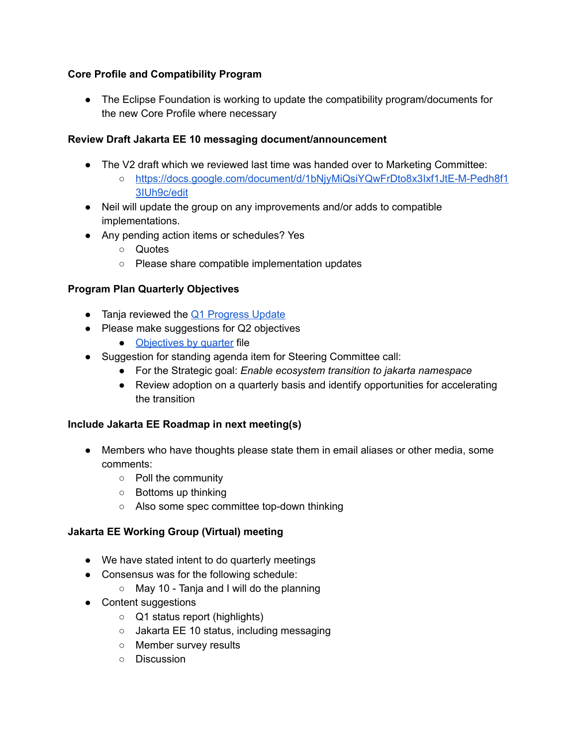**Core Profile and Compatibility Program**

- The Eclipse Foundation is working to update the compatibility program/documents for the new Core Profile where necessary

**Review Draft Jakarta EE 10 messaging document/announcement**

- The V2 draft which we reviewed last time was handed over to Marketing Committee:
  - https://docs.google.com/document/d/1bNjyMiQsiYQwFrDto8x3Ixf1JtE-M-Pedh8f13IUh9c/edit
- Neil will update the group on any improvements and/or adds to compatible implementations.
- Any pending action items or schedules? Yes
  - Quotes
  - Please share compatible implementation updates

**Program Plan Quarterly Objectives**

- Tanja reviewed the Q1 Progress Update
- Please make suggestions for Q2 objectives
  - Objectives by quarter file
- Suggestion for standing agenda item for Steering Committee call:
  - For the Strategic goal: *Enable ecosystem transition to jakarta namespace*
  - Review adoption on a quarterly basis and identify opportunities for accelerating the transition

**Include Jakarta EE Roadmap in next meeting(s)**

- Members who have thoughts please state them in email aliases or other media, some comments:
  - Poll the community
  - Bottoms up thinking
  - Also some spec committee top-down thinking

**Jakarta EE Working Group (Virtual) meeting**

- We have stated intent to do quarterly meetings
- Consensus was for the following schedule:
  - May 10 - Tanja and I will do the planning
- Content suggestions
  - Q1 status report (highlights)
  - Jakarta EE 10 status, including messaging
  - Member survey results
  - Discussion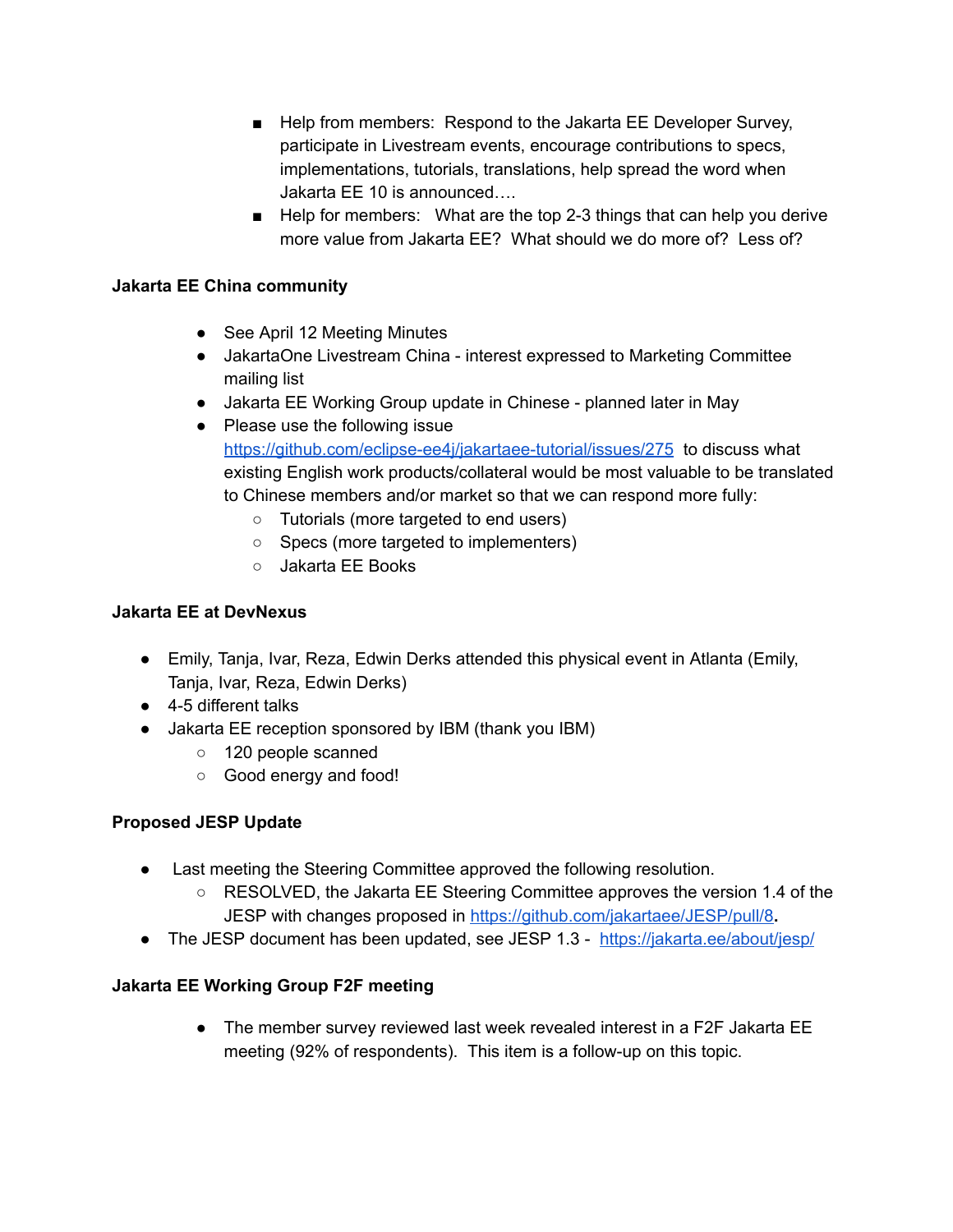- Help from members: Respond to the Jakarta EE Developer Survey, participate in Livestream events, encourage contributions to specs, implementations, tutorials, translations, help spread the word when Jakarta EE 10 is announced….
- Help for members: What are the top 2-3 things that can help you derive more value from Jakarta EE? What should we do more of? Less of?

**Jakarta EE China community**

- See April 12 Meeting Minutes
- JakartaOne Livestream China - interest expressed to Marketing Committee mailing list
- Jakarta EE Working Group update in Chinese - planned later in May
- Please use the following issue https://github.com/eclipse-ee4j/jakartaee-tutorial/issues/275 to discuss what existing English work products/collateral would be most valuable to be translated to Chinese members and/or market so that we can respond more fully:
  - Tutorials (more targeted to end users)
  - Specs (more targeted to implementers)
  - Jakarta EE Books

**Jakarta EE at DevNexus**

- Emily, Tanja, Ivar, Reza, Edwin Derks attended this physical event in Atlanta (Emily, Tanja, Ivar, Reza, Edwin Derks)
- 4-5 different talks
- Jakarta EE reception sponsored by IBM (thank you IBM)
  - 120 people scanned
  - Good energy and food!

**Proposed JESP Update**

- Last meeting the Steering Committee approved the following resolution.
  - RESOLVED, the Jakarta EE Steering Committee approves the version 1.4 of the JESP with changes proposed in https://github.com/jakartaee/JESP/pull/8.
- The JESP document has been updated, see JESP 1.3 - https://jakarta.ee/about/jesp/

**Jakarta EE Working Group F2F meeting**

- The member survey reviewed last week revealed interest in a F2F Jakarta EE meeting (92% of respondents). This item is a follow-up on this topic.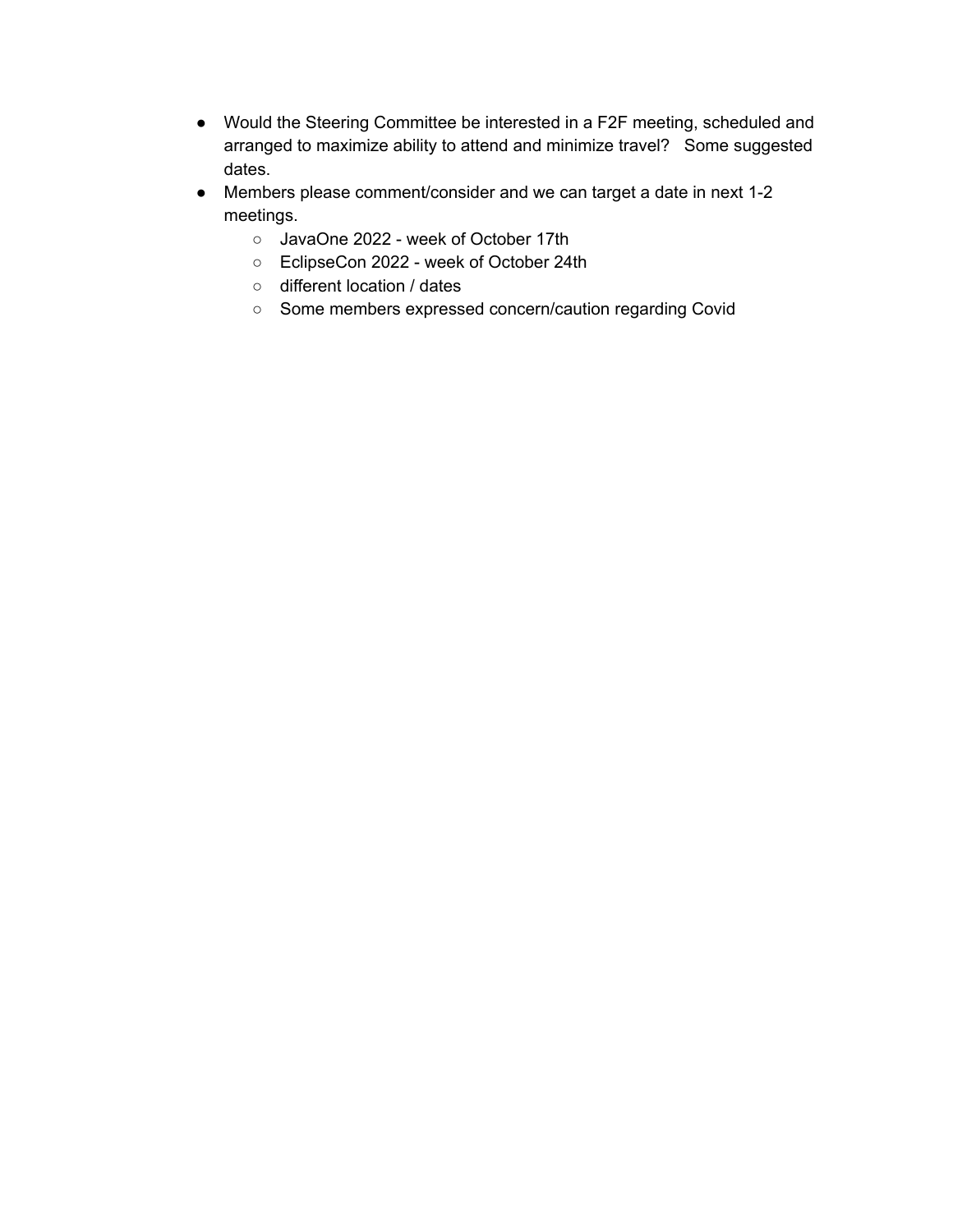- Would the Steering Committee be interested in a F2F meeting, scheduled and arranged to maximize ability to attend and minimize travel?   Some suggested dates.
- Members please comment/consider and we can target a date in next 1-2 meetings.
    - JavaOne 2022 - week of October 17th
    - EclipseCon 2022 - week of October 24th
    - different location / dates
    - Some members expressed concern/caution regarding Covid